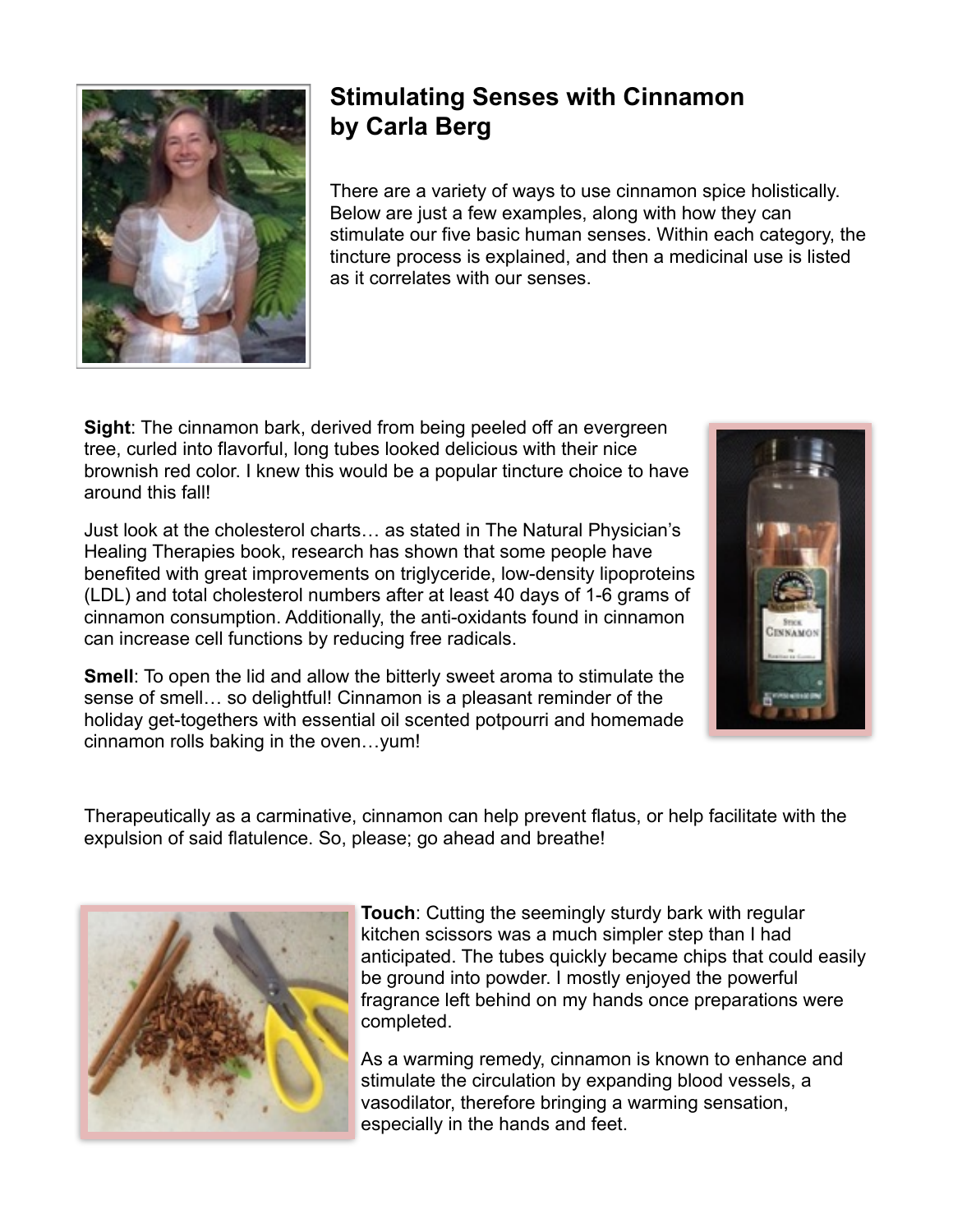# Stimulating Senses with Cinnamon
## by Carla Berg

There are a variety of ways to use cinnamon spice holistically. Below are just a few examples, along with how they can stimulate our five basic human senses. Within each category, the tincture process is explained, and then a medicinal use is listed as it correlates with our senses.

**Sight**: The cinnamon bark, derived from being peeled off an evergreen tree, curled into flavorful, long tubes looked delicious with their nice brownish red color. I knew this would be a popular tincture choice to have around this fall!

Just look at the cholesterol charts… as stated in The Natural Physician's Healing Therapies book, research has shown that some people have benefited with great improvements on triglyceride, low-density lipoproteins (LDL) and total cholesterol numbers after at least 40 days of 1-6 grams of cinnamon consumption. Additionally, the anti-oxidants found in cinnamon can increase cell functions by reducing free radicals.

**Smell**: To open the lid and allow the bitterly sweet aroma to stimulate the sense of smell… so delightful! Cinnamon is a pleasant reminder of the holiday get-togethers with essential oil scented potpourri and homemade cinnamon rolls baking in the oven…yum!

Therapeutically as a carminative, cinnamon can help prevent flatus, or help facilitate with the expulsion of said flatulence. So, please; go ahead and breathe!

**Touch**: Cutting the seemingly sturdy bark with regular kitchen scissors was a much simpler step than I had anticipated. The tubes quickly became chips that could easily be ground into powder. I mostly enjoyed the powerful fragrance left behind on my hands once preparations were completed.

As a warming remedy, cinnamon is known to enhance and stimulate the circulation by expanding blood vessels, a vasodilator, therefore bringing a warming sensation, especially in the hands and feet.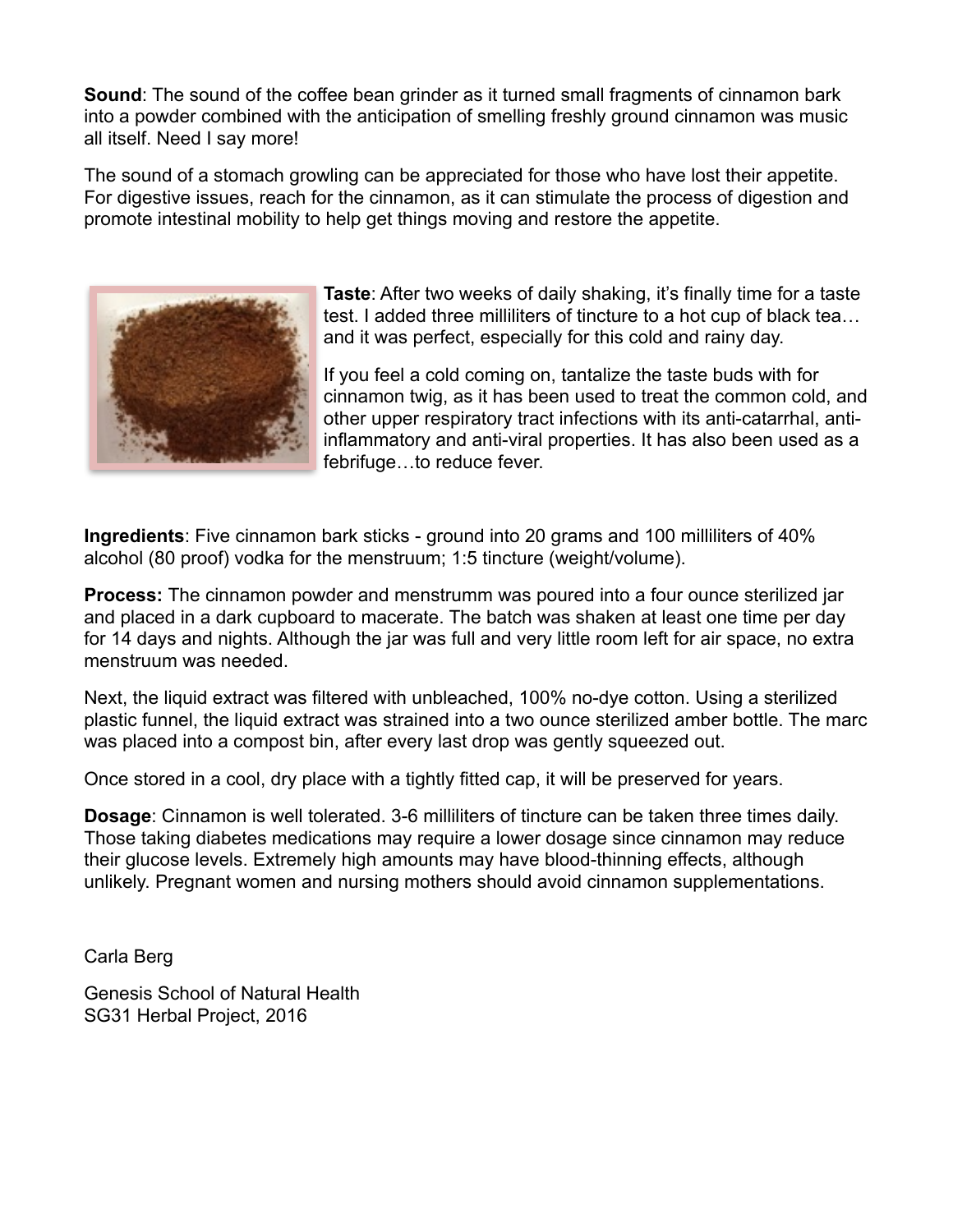**Sound**: The sound of the coffee bean grinder as it turned small fragments of cinnamon bark into a powder combined with the anticipation of smelling freshly ground cinnamon was music all itself. Need I say more!

The sound of a stomach growling can be appreciated for those who have lost their appetite. For digestive issues, reach for the cinnamon, as it can stimulate the process of digestion and promote intestinal mobility to help get things moving and restore the appetite.

**Taste**: After two weeks of daily shaking, it's finally time for a taste test. I added three milliliters of tincture to a hot cup of black tea… and it was perfect, especially for this cold and rainy day.

If you feel a cold coming on, tantalize the taste buds with for cinnamon twig, as it has been used to treat the common cold, and other upper respiratory tract infections with its anti-catarrhal, anti-inflammatory and anti-viral properties. It has also been used as a febrifuge…to reduce fever.

**Ingredients**: Five cinnamon bark sticks - ground into 20 grams and 100 milliliters of 40% alcohol (80 proof) vodka for the menstruum; 1:5 tincture (weight/volume).

**Process:** The cinnamon powder and menstrumm was poured into a four ounce sterilized jar and placed in a dark cupboard to macerate. The batch was shaken at least one time per day for 14 days and nights. Although the jar was full and very little room left for air space, no extra menstruum was needed.

Next, the liquid extract was filtered with unbleached, 100% no-dye cotton. Using a sterilized plastic funnel, the liquid extract was strained into a two ounce sterilized amber bottle. The marc was placed into a compost bin, after every last drop was gently squeezed out.

Once stored in a cool, dry place with a tightly fitted cap, it will be preserved for years.

**Dosage**: Cinnamon is well tolerated. 3-6 milliliters of tincture can be taken three times daily. Those taking diabetes medications may require a lower dosage since cinnamon may reduce their glucose levels. Extremely high amounts may have blood-thinning effects, although unlikely. Pregnant women and nursing mothers should avoid cinnamon supplementations.

Carla Berg

Genesis School of Natural Health
SG31 Herbal Project, 2016